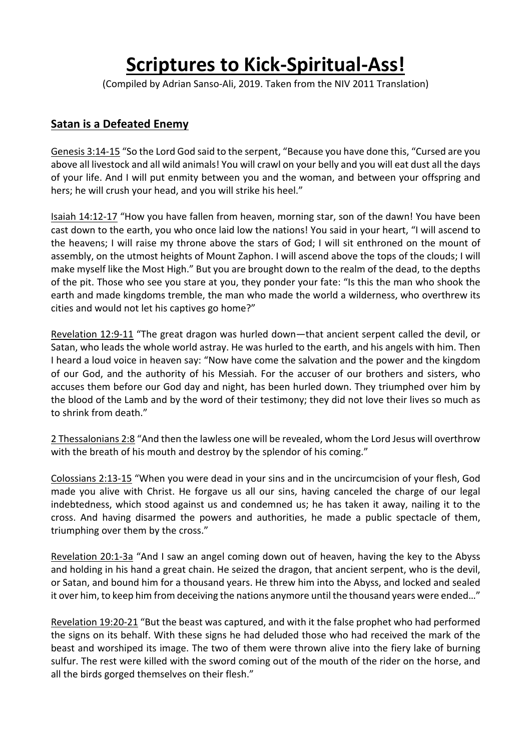# Scriptures to Kick-Spiritual-Ass!

(Compiled by Adrian Sanso-Ali, 2019. Taken from the NIV 2011 Translation)

## Satan is a Defeated Enemy

Genesis 3:14-15 "So the Lord God said to the serpent, "Because you have done this, "Cursed are you above all livestock and all wild animals! You will crawl on your belly and you will eat dust all the days of your life. And I will put enmity between you and the woman, and between your offspring and hers; he will crush your head, and you will strike his heel."

Isaiah 14:12-17 "How you have fallen from heaven, morning star, son of the dawn! You have been cast down to the earth, you who once laid low the nations! You said in your heart, "I will ascend to the heavens; I will raise my throne above the stars of God; I will sit enthroned on the mount of assembly, on the utmost heights of Mount Zaphon. I will ascend above the tops of the clouds; I will make myself like the Most High." But you are brought down to the realm of the dead, to the depths of the pit. Those who see you stare at you, they ponder your fate: "Is this the man who shook the earth and made kingdoms tremble, the man who made the world a wilderness, who overthrew its cities and would not let his captives go home?"

Revelation 12:9-11 "The great dragon was hurled down—that ancient serpent called the devil, or Satan, who leads the whole world astray. He was hurled to the earth, and his angels with him. Then I heard a loud voice in heaven say: "Now have come the salvation and the power and the kingdom of our God, and the authority of his Messiah. For the accuser of our brothers and sisters, who accuses them before our God day and night, has been hurled down. They triumphed over him by the blood of the Lamb and by the word of their testimony; they did not love their lives so much as to shrink from death."

2 Thessalonians 2:8 "And then the lawless one will be revealed, whom the Lord Jesus will overthrow with the breath of his mouth and destroy by the splendor of his coming."

Colossians 2:13-15 "When you were dead in your sins and in the uncircumcision of your flesh, God made you alive with Christ. He forgave us all our sins, having canceled the charge of our legal indebtedness, which stood against us and condemned us; he has taken it away, nailing it to the cross. And having disarmed the powers and authorities, he made a public spectacle of them, triumphing over them by the cross."

Revelation 20:1-3a "And I saw an angel coming down out of heaven, having the key to the Abyss and holding in his hand a great chain. He seized the dragon, that ancient serpent, who is the devil, or Satan, and bound him for a thousand years. He threw him into the Abyss, and locked and sealed it over him, to keep him from deceiving the nations anymore until the thousand years were ended…"

Revelation 19:20-21 "But the beast was captured, and with it the false prophet who had performed the signs on its behalf. With these signs he had deluded those who had received the mark of the beast and worshiped its image. The two of them were thrown alive into the fiery lake of burning sulfur. The rest were killed with the sword coming out of the mouth of the rider on the horse, and all the birds gorged themselves on their flesh."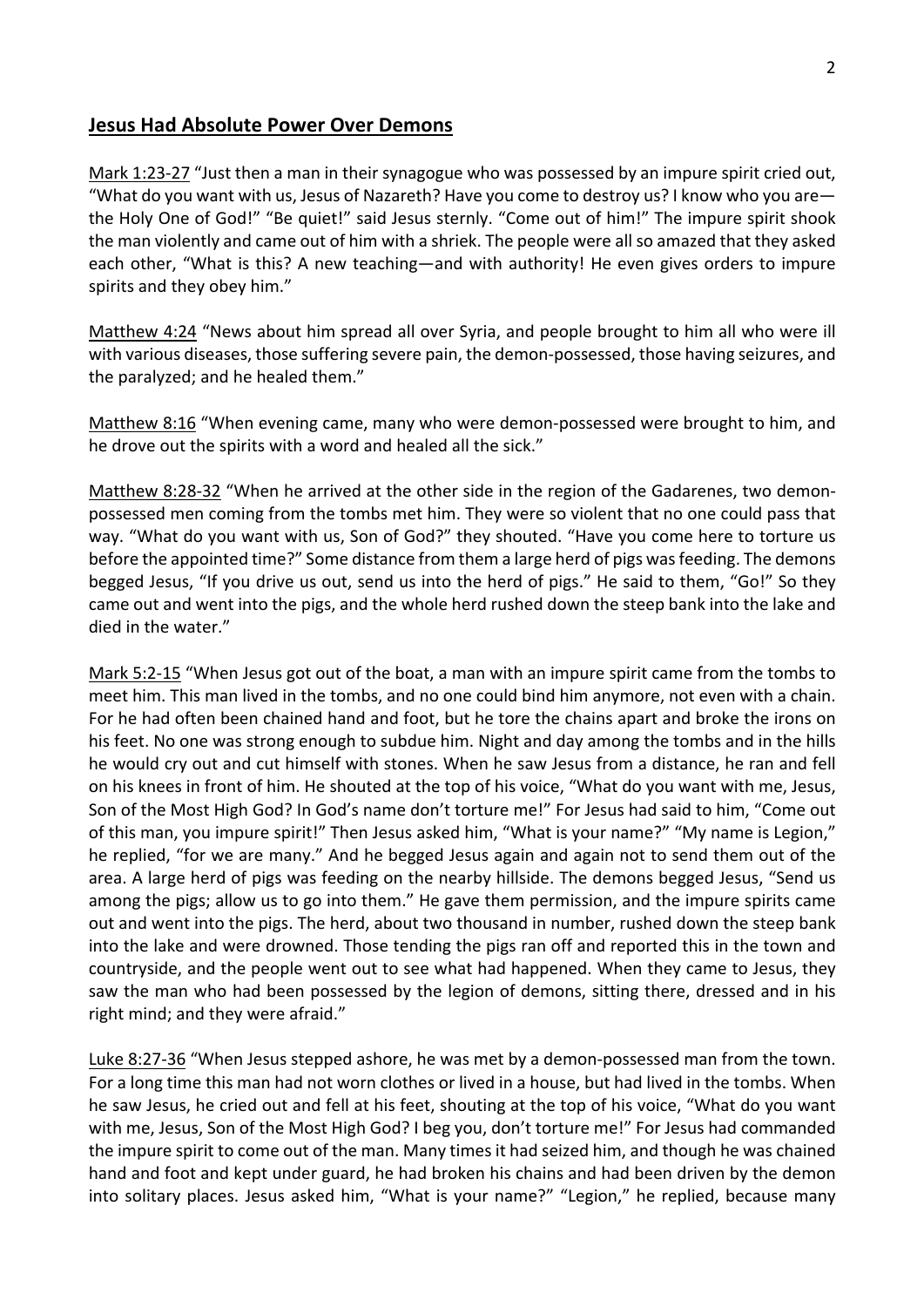## Jesus Had Absolute Power Over Demons

Mark 1:23-27 “Just then a man in their synagogue who was possessed by an impure spirit cried out, “What do you want with us, Jesus of Nazareth? Have you come to destroy us? I know who you are—the Holy One of God!” “Be quiet!” said Jesus sternly. “Come out of him!” The impure spirit shook the man violently and came out of him with a shriek. The people were all so amazed that they asked each other, “What is this? A new teaching—and with authority! He even gives orders to impure spirits and they obey him.”

Matthew 4:24 “News about him spread all over Syria, and people brought to him all who were ill with various diseases, those suffering severe pain, the demon-possessed, those having seizures, and the paralyzed; and he healed them.”

Matthew 8:16 “When evening came, many who were demon-possessed were brought to him, and he drove out the spirits with a word and healed all the sick.”

Matthew 8:28-32 “When he arrived at the other side in the region of the Gadarenes, two demon-possessed men coming from the tombs met him. They were so violent that no one could pass that way. “What do you want with us, Son of God?” they shouted. “Have you come here to torture us before the appointed time?” Some distance from them a large herd of pigs was feeding. The demons begged Jesus, “If you drive us out, send us into the herd of pigs.” He said to them, “Go!” So they came out and went into the pigs, and the whole herd rushed down the steep bank into the lake and died in the water.”

Mark 5:2-15 “When Jesus got out of the boat, a man with an impure spirit came from the tombs to meet him. This man lived in the tombs, and no one could bind him anymore, not even with a chain. For he had often been chained hand and foot, but he tore the chains apart and broke the irons on his feet. No one was strong enough to subdue him. Night and day among the tombs and in the hills he would cry out and cut himself with stones. When he saw Jesus from a distance, he ran and fell on his knees in front of him. He shouted at the top of his voice, “What do you want with me, Jesus, Son of the Most High God? In God’s name don’t torture me!” For Jesus had said to him, “Come out of this man, you impure spirit!” Then Jesus asked him, “What is your name?” “My name is Legion,” he replied, “for we are many.” And he begged Jesus again and again not to send them out of the area. A large herd of pigs was feeding on the nearby hillside. The demons begged Jesus, “Send us among the pigs; allow us to go into them.” He gave them permission, and the impure spirits came out and went into the pigs. The herd, about two thousand in number, rushed down the steep bank into the lake and were drowned. Those tending the pigs ran off and reported this in the town and countryside, and the people went out to see what had happened. When they came to Jesus, they saw the man who had been possessed by the legion of demons, sitting there, dressed and in his right mind; and they were afraid.”

Luke 8:27-36 “When Jesus stepped ashore, he was met by a demon-possessed man from the town. For a long time this man had not worn clothes or lived in a house, but had lived in the tombs. When he saw Jesus, he cried out and fell at his feet, shouting at the top of his voice, “What do you want with me, Jesus, Son of the Most High God? I beg you, don’t torture me!” For Jesus had commanded the impure spirit to come out of the man. Many times it had seized him, and though he was chained hand and foot and kept under guard, he had broken his chains and had been driven by the demon into solitary places. Jesus asked him, “What is your name?” “Legion,” he replied, because many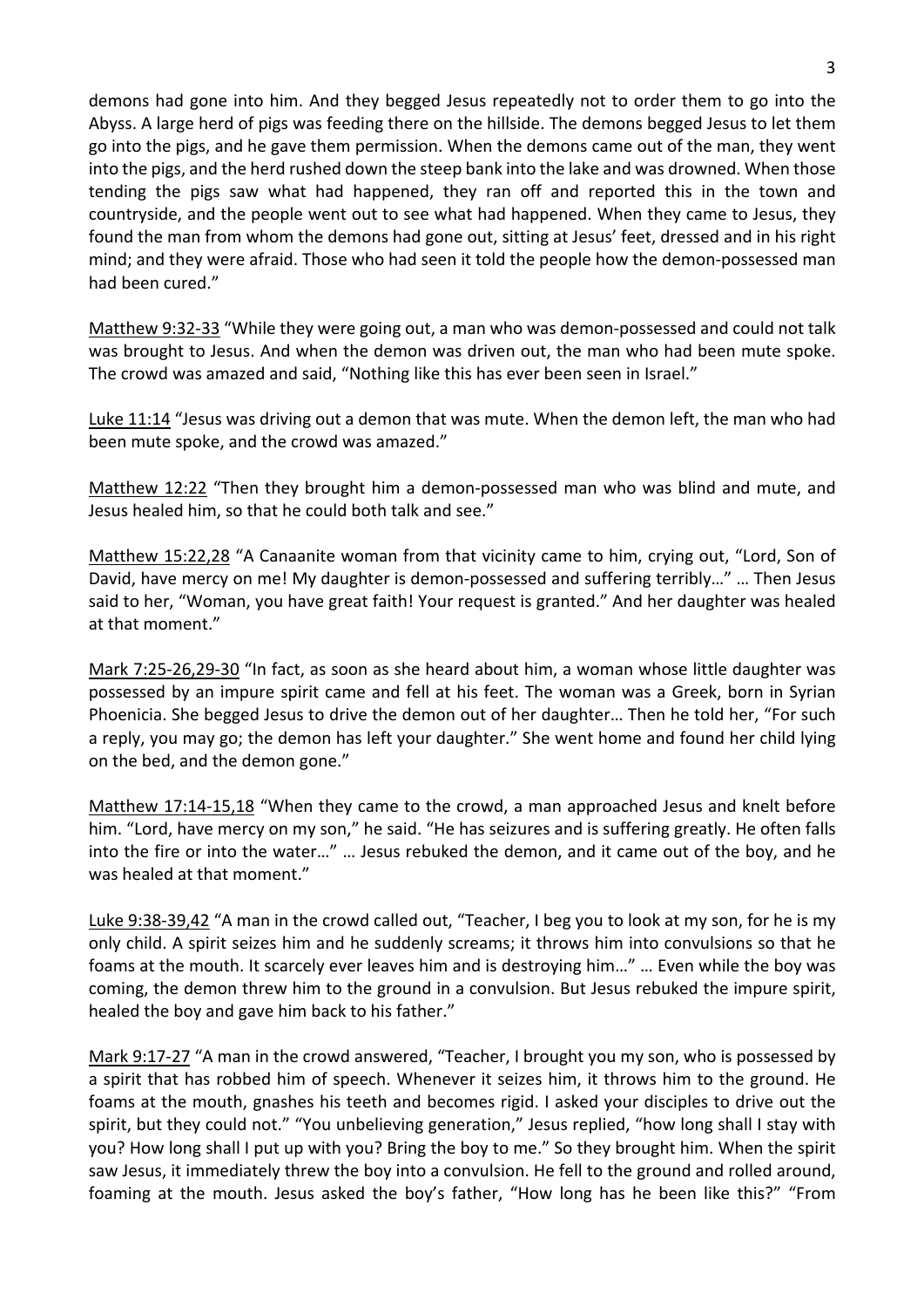demons had gone into him. And they begged Jesus repeatedly not to order them to go into the Abyss. A large herd of pigs was feeding there on the hillside. The demons begged Jesus to let them go into the pigs, and he gave them permission. When the demons came out of the man, they went into the pigs, and the herd rushed down the steep bank into the lake and was drowned. When those tending the pigs saw what had happened, they ran off and reported this in the town and countryside, and the people went out to see what had happened. When they came to Jesus, they found the man from whom the demons had gone out, sitting at Jesus' feet, dressed and in his right mind; and they were afraid. Those who had seen it told the people how the demon-possessed man had been cured."

<u>Matthew 9:32-33</u> "While they were going out, a man who was demon-possessed and could not talk was brought to Jesus. And when the demon was driven out, the man who had been mute spoke. The crowd was amazed and said, "Nothing like this has ever been seen in Israel."

<u>Luke 11:14</u> "Jesus was driving out a demon that was mute. When the demon left, the man who had been mute spoke, and the crowd was amazed."

<u>Matthew 12:22</u> "Then they brought him a demon-possessed man who was blind and mute, and Jesus healed him, so that he could both talk and see."

<u>Matthew 15:22,28</u> "A Canaanite woman from that vicinity came to him, crying out, "Lord, Son of David, have mercy on me! My daughter is demon-possessed and suffering terribly…" … Then Jesus said to her, "Woman, you have great faith! Your request is granted." And her daughter was healed at that moment."

<u>Mark 7:25-26,29-30</u> "In fact, as soon as she heard about him, a woman whose little daughter was possessed by an impure spirit came and fell at his feet. The woman was a Greek, born in Syrian Phoenicia. She begged Jesus to drive the demon out of her daughter… Then he told her, "For such a reply, you may go; the demon has left your daughter." She went home and found her child lying on the bed, and the demon gone."

<u>Matthew 17:14-15,18</u> "When they came to the crowd, a man approached Jesus and knelt before him. "Lord, have mercy on my son," he said. "He has seizures and is suffering greatly. He often falls into the fire or into the water…" … Jesus rebuked the demon, and it came out of the boy, and he was healed at that moment."

<u>Luke 9:38-39,42</u> "A man in the crowd called out, "Teacher, I beg you to look at my son, for he is my only child. A spirit seizes him and he suddenly screams; it throws him into convulsions so that he foams at the mouth. It scarcely ever leaves him and is destroying him…" … Even while the boy was coming, the demon threw him to the ground in a convulsion. But Jesus rebuked the impure spirit, healed the boy and gave him back to his father."

<u>Mark 9:17-27</u> "A man in the crowd answered, "Teacher, I brought you my son, who is possessed by a spirit that has robbed him of speech. Whenever it seizes him, it throws him to the ground. He foams at the mouth, gnashes his teeth and becomes rigid. I asked your disciples to drive out the spirit, but they could not." "You unbelieving generation," Jesus replied, "how long shall I stay with you? How long shall I put up with you? Bring the boy to me." So they brought him. When the spirit saw Jesus, it immediately threw the boy into a convulsion. He fell to the ground and rolled around, foaming at the mouth. Jesus asked the boy's father, "How long has he been like this?" "From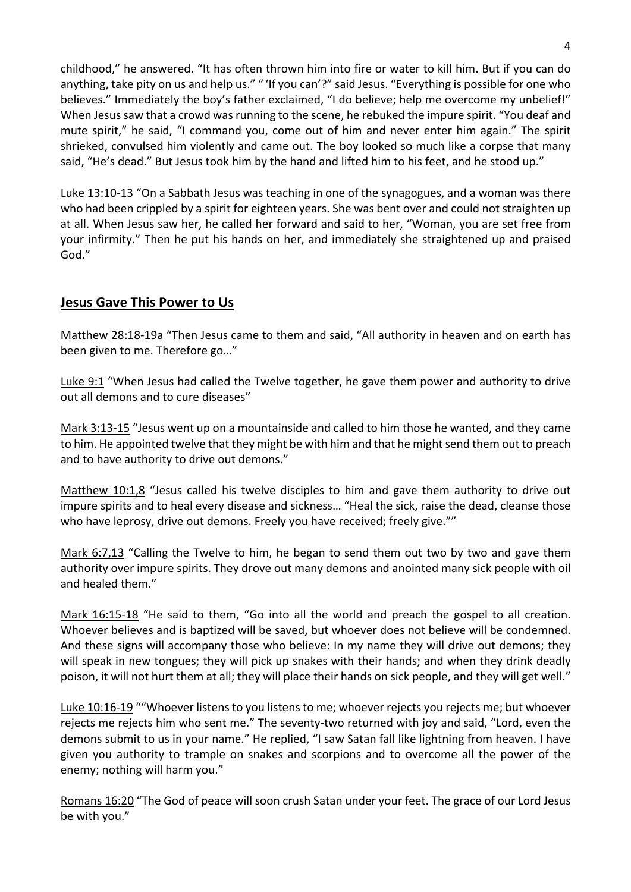childhood," he answered. "It has often thrown him into fire or water to kill him. But if you can do anything, take pity on us and help us." " 'If you can'?" said Jesus. "Everything is possible for one who believes." Immediately the boy's father exclaimed, "I do believe; help me overcome my unbelief!" When Jesus saw that a crowd was running to the scene, he rebuked the impure spirit. "You deaf and mute spirit," he said, "I command you, come out of him and never enter him again." The spirit shrieked, convulsed him violently and came out. The boy looked so much like a corpse that many said, "He's dead." But Jesus took him by the hand and lifted him to his feet, and he stood up."

Luke 13:10-13 "On a Sabbath Jesus was teaching in one of the synagogues, and a woman was there who had been crippled by a spirit for eighteen years. She was bent over and could not straighten up at all. When Jesus saw her, he called her forward and said to her, "Woman, you are set free from your infirmity." Then he put his hands on her, and immediately she straightened up and praised God."

## Jesus Gave This Power to Us

Matthew 28:18-19a "Then Jesus came to them and said, "All authority in heaven and on earth has been given to me. Therefore go…"

Luke 9:1 "When Jesus had called the Twelve together, he gave them power and authority to drive out all demons and to cure diseases"

Mark 3:13-15 "Jesus went up on a mountainside and called to him those he wanted, and they came to him. He appointed twelve that they might be with him and that he might send them out to preach and to have authority to drive out demons."

Matthew 10:1,8 "Jesus called his twelve disciples to him and gave them authority to drive out impure spirits and to heal every disease and sickness… "Heal the sick, raise the dead, cleanse those who have leprosy, drive out demons. Freely you have received; freely give.""

Mark 6:7,13 "Calling the Twelve to him, he began to send them out two by two and gave them authority over impure spirits. They drove out many demons and anointed many sick people with oil and healed them."

Mark 16:15-18 "He said to them, "Go into all the world and preach the gospel to all creation. Whoever believes and is baptized will be saved, but whoever does not believe will be condemned. And these signs will accompany those who believe: In my name they will drive out demons; they will speak in new tongues; they will pick up snakes with their hands; and when they drink deadly poison, it will not hurt them at all; they will place their hands on sick people, and they will get well."

Luke 10:16-19 ""Whoever listens to you listens to me; whoever rejects you rejects me; but whoever rejects me rejects him who sent me." The seventy-two returned with joy and said, "Lord, even the demons submit to us in your name." He replied, "I saw Satan fall like lightning from heaven. I have given you authority to trample on snakes and scorpions and to overcome all the power of the enemy; nothing will harm you."

Romans 16:20 "The God of peace will soon crush Satan under your feet. The grace of our Lord Jesus be with you."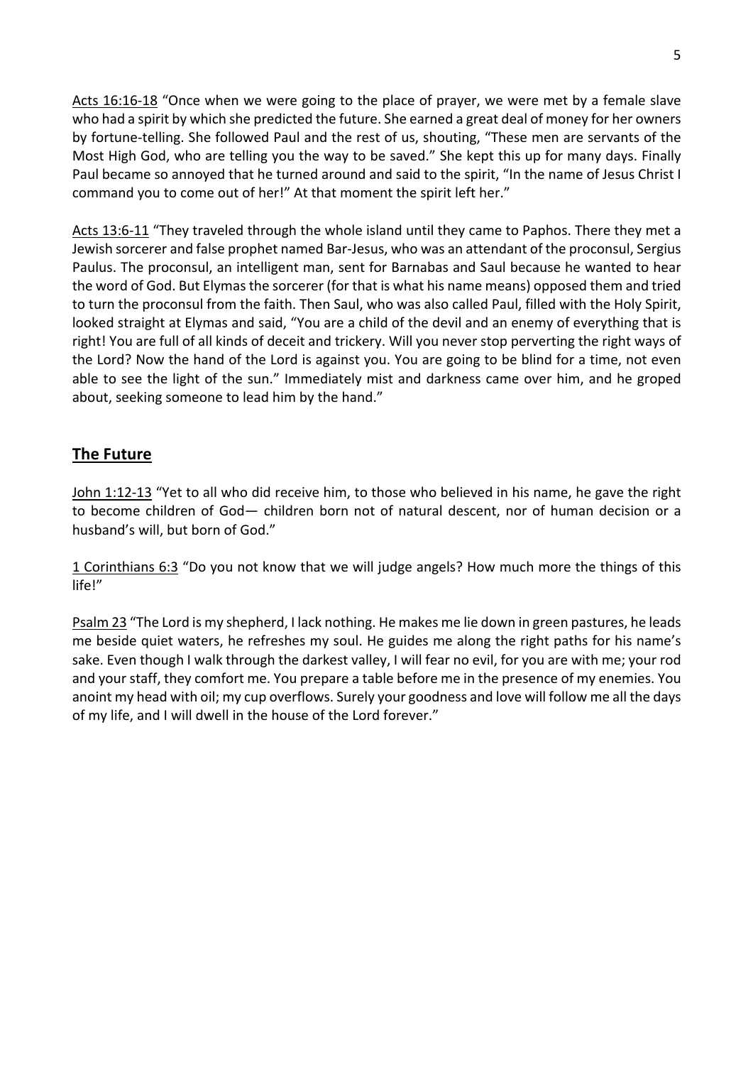<u>Acts 16:16-18</u> "Once when we were going to the place of prayer, we were met by a female slave who had a spirit by which she predicted the future. She earned a great deal of money for her owners by fortune-telling. She followed Paul and the rest of us, shouting, "These men are servants of the Most High God, who are telling you the way to be saved." She kept this up for many days. Finally Paul became so annoyed that he turned around and said to the spirit, "In the name of Jesus Christ I command you to come out of her!" At that moment the spirit left her."

<u>Acts 13:6-11</u> "They traveled through the whole island until they came to Paphos. There they met a Jewish sorcerer and false prophet named Bar-Jesus, who was an attendant of the proconsul, Sergius Paulus. The proconsul, an intelligent man, sent for Barnabas and Saul because he wanted to hear the word of God. But Elymas the sorcerer (for that is what his name means) opposed them and tried to turn the proconsul from the faith. Then Saul, who was also called Paul, filled with the Holy Spirit, looked straight at Elymas and said, "You are a child of the devil and an enemy of everything that is right! You are full of all kinds of deceit and trickery. Will you never stop perverting the right ways of the Lord? Now the hand of the Lord is against you. You are going to be blind for a time, not even able to see the light of the sun." Immediately mist and darkness came over him, and he groped about, seeking someone to lead him by the hand."

## <u>The Future</u>

<u>John 1:12-13</u> "Yet to all who did receive him, to those who believed in his name, he gave the right to become children of God— children born not of natural descent, nor of human decision or a husband's will, but born of God."

<u>1 Corinthians 6:3</u> "Do you not know that we will judge angels? How much more the things of this life!"

<u>Psalm 23</u> "The Lord is my shepherd, I lack nothing. He makes me lie down in green pastures, he leads me beside quiet waters, he refreshes my soul. He guides me along the right paths for his name's sake. Even though I walk through the darkest valley, I will fear no evil, for you are with me; your rod and your staff, they comfort me. You prepare a table before me in the presence of my enemies. You anoint my head with oil; my cup overflows. Surely your goodness and love will follow me all the days of my life, and I will dwell in the house of the Lord forever."